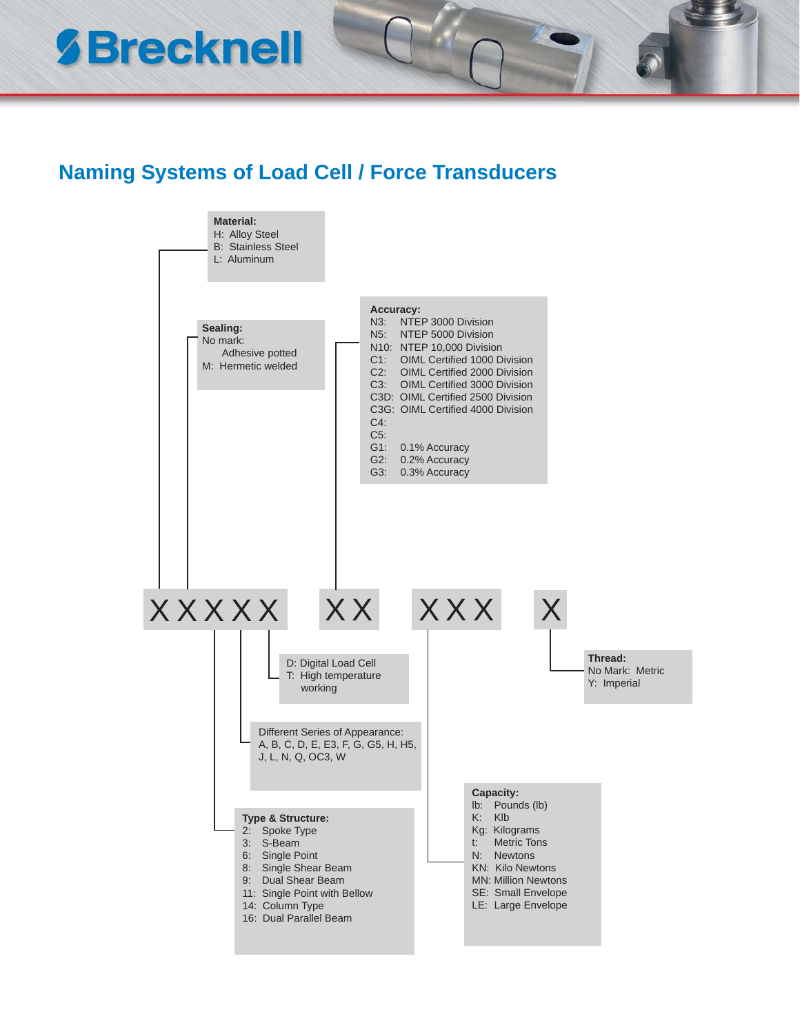Brecknell

## Naming Systems of Load Cell / Force Transducers

XXXXX XX XXX X

**Material:**
- H: Alloy Steel
- B: Stainless Steel
- L: Aluminum

**Sealing:**
- No mark: Adhesive potted
- M: Hermetic welded

**Accuracy:**
- N3: NTEP 3000 Division
- N5: NTEP 5000 Division
- N10: NTEP 10,000 Division
- C1: OIML Certified 1000 Division
- C2: OIML Certified 2000 Division
- C3: OIML Certified 3000 Division
- C3D: OIML Certified 2500 Division
- C3G: OIML Certified 4000 Division
- C4:
- C5:
- G1: 0.1% Accuracy
- G2: 0.2% Accuracy
- G3: 0.3% Accuracy

- D: Digital Load Cell
- T: High temperature working

Different Series of Appearance:
A, B, C, D, E, E3, F, G, G5, H, H5, J, L, N, Q, OC3, W

**Type & Structure:**
- 2: Spoke Type
- 3: S-Beam
- 6: Single Point
- 8: Single Shear Beam
- 9: Dual Shear Beam
- 11: Single Point with Bellow
- 14: Column Type
- 16: Dual Parallel Beam

**Capacity:**
- lb: Pounds (lb)
- K: Klb
- Kg: Kilograms
- t: Metric Tons
- N: Newtons
- KN: Kilo Newtons
- MN: Million Newtons
- SE: Small Envelope
- LE: Large Envelope

**Thread:**
- No Mark: Metric
- Y: Imperial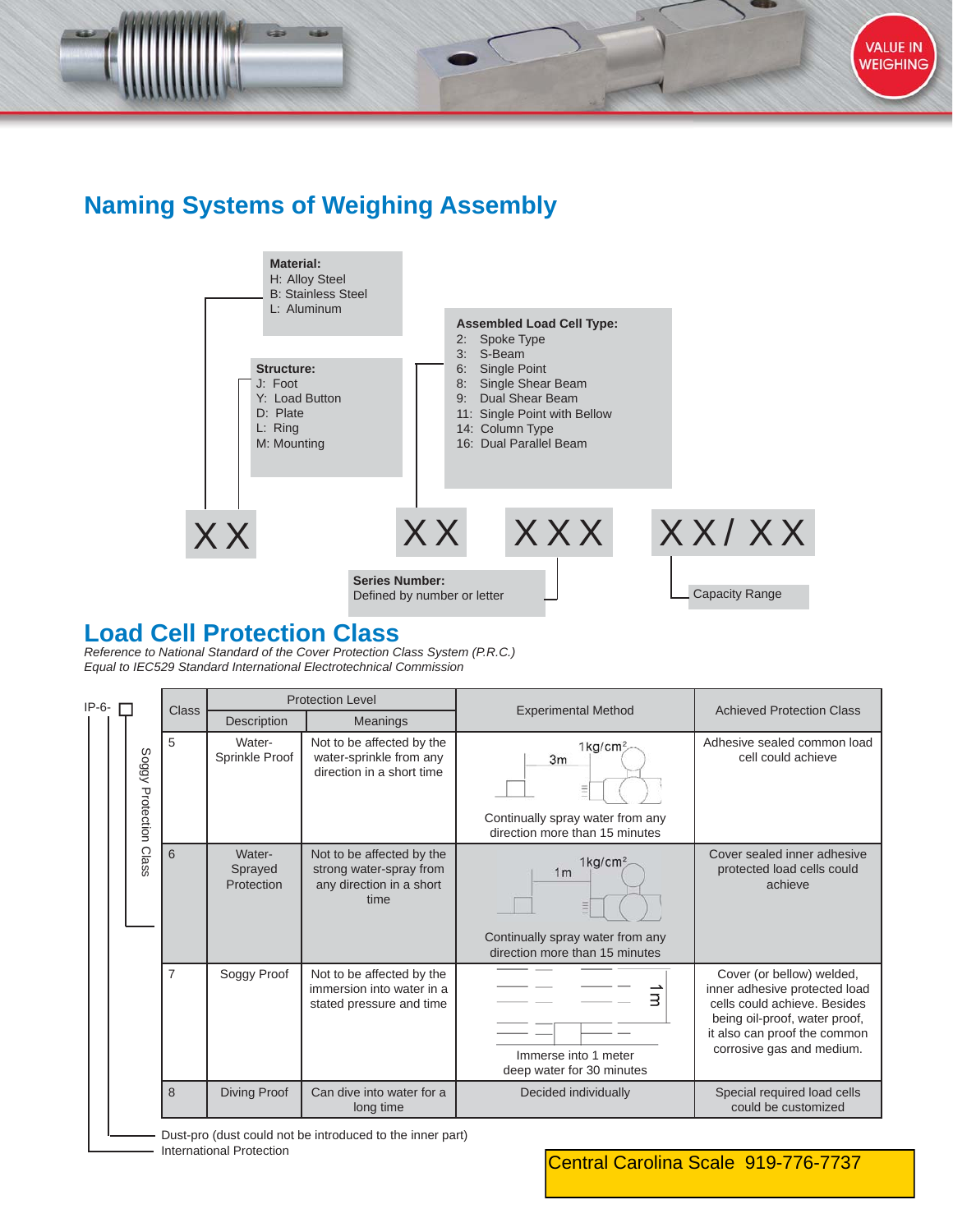## Naming Systems of Weighing Assembly

**Material:**
H: Alloy Steel
B: Stainless Steel
L: Aluminum

**Structure:**
J: Foot
Y: Load Button
D: Plate
L: Ring
M: Mounting

**Assembled Load Cell Type:**
2: Spoke Type
3: S-Beam
6: Single Point
8: Single Shear Beam
9: Dual Shear Beam
11: Single Point with Bellow
14: Column Type
16: Dual Parallel Beam

XX XX XXX XX/ XX

**Series Number:**
Defined by number or letter

Capacity Range

## Load Cell Protection Class

*Reference to National Standard of the Cover Protection Class System (P.R.C.)*
*Equal to IEC529 Standard International Electrotechnical Commission*

IP-6-□

Soggy Protection Class

| Class | Protection Level: Description | Protection Level: Meanings | Experimental Method | Achieved Protection Class |
|---|---|---|---|---|
| 5 | Water-Sprinkle Proof | Not to be affected by the water-sprinkle from any direction in a short time | 1kg/cm², 3m. Continually spray water from any direction more than 15 minutes | Adhesive sealed common load cell could achieve |
| 6 | Water-Sprayed Protection | Not to be affected by the strong water-spray from any direction in a short time | 1kg/cm², 1m. Continually spray water from any direction more than 15 minutes | Cover sealed inner adhesive protected load cells could achieve |
| 7 | Soggy Proof | Not to be affected by the immersion into water in a stated pressure and time | 1m. Immerse into 1 meter deep water for 30 minutes | Cover (or bellow) welded, inner adhesive protected load cells could achieve. Besides being oil-proof, water proof, it also can proof the common corrosive gas and medium. |
| 8 | Diving Proof | Can dive into water for a long time | Decided individually | Special required load cells could be customized |

Dust-pro (dust could not be introduced to the inner part)
International Protection

Central Carolina Scale 919-776-7737